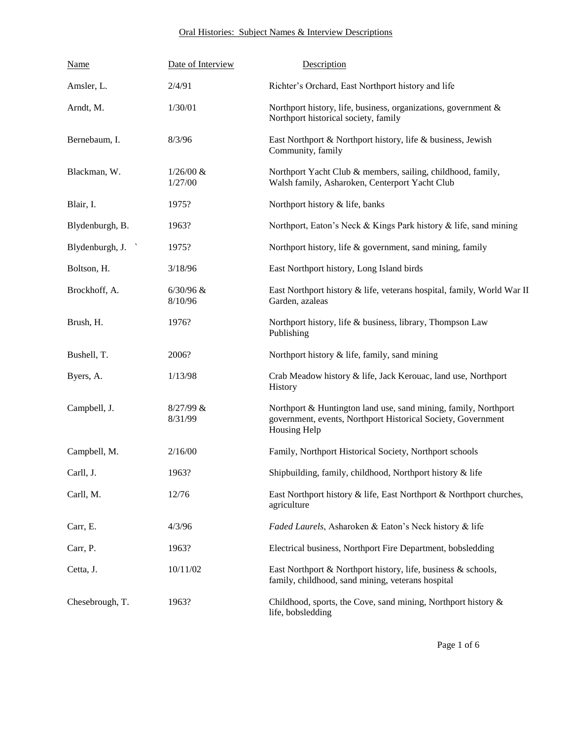Oral Histories: Subject Names & Interview Descriptions

| Name | Date of Interview | Description |
|---|---|---|
| Amsler, L. | 2/4/91 | Richter's Orchard, East Northport history and life |
| Arndt, M. | 1/30/01 | Northport history, life, business, organizations, government & Northport historical society, family |
| Bernebaum, I. | 8/3/96 | East Northport & Northport history, life & business, Jewish Community, family |
| Blackman, W. | 1/26/00 & 1/27/00 | Northport Yacht Club & members, sailing, childhood, family, Walsh family, Asharoken, Centerport Yacht Club |
| Blair, I. | 1975? | Northport history & life, banks |
| Blydenburgh, B. | 1963? | Northport, Eaton's Neck & Kings Park history & life, sand mining |
| Blydenburgh, J. ` | 1975? | Northport history, life & government, sand mining, family |
| Boltson, H. | 3/18/96 | East Northport history, Long Island birds |
| Brockhoff, A. | 6/30/96 & 8/10/96 | East Northport history & life, veterans hospital, family, World War II Garden, azaleas |
| Brush, H. | 1976? | Northport history, life & business, library, Thompson Law Publishing |
| Bushell, T. | 2006? | Northport history & life, family, sand mining |
| Byers, A. | 1/13/98 | Crab Meadow history & life, Jack Kerouac, land use, Northport History |
| Campbell, J. | 8/27/99 & 8/31/99 | Northport & Huntington land use, sand mining, family, Northport government, events, Northport Historical Society, Government Housing Help |
| Campbell, M. | 2/16/00 | Family, Northport Historical Society, Northport schools |
| Carll, J. | 1963? | Shipbuilding, family, childhood, Northport history & life |
| Carll, M. | 12/76 | East Northport history & life, East Northport & Northport churches, agriculture |
| Carr, E. | 4/3/96 | *Faded Laurels*, Asharoken & Eaton's Neck history & life |
| Carr, P. | 1963? | Electrical business, Northport Fire Department, bobsledding |
| Cetta, J. | 10/11/02 | East Northport & Northport history, life, business & schools, family, childhood, sand mining, veterans hospital |
| Chesebrough, T. | 1963? | Childhood, sports, the Cove, sand mining, Northport history & life, bobsledding |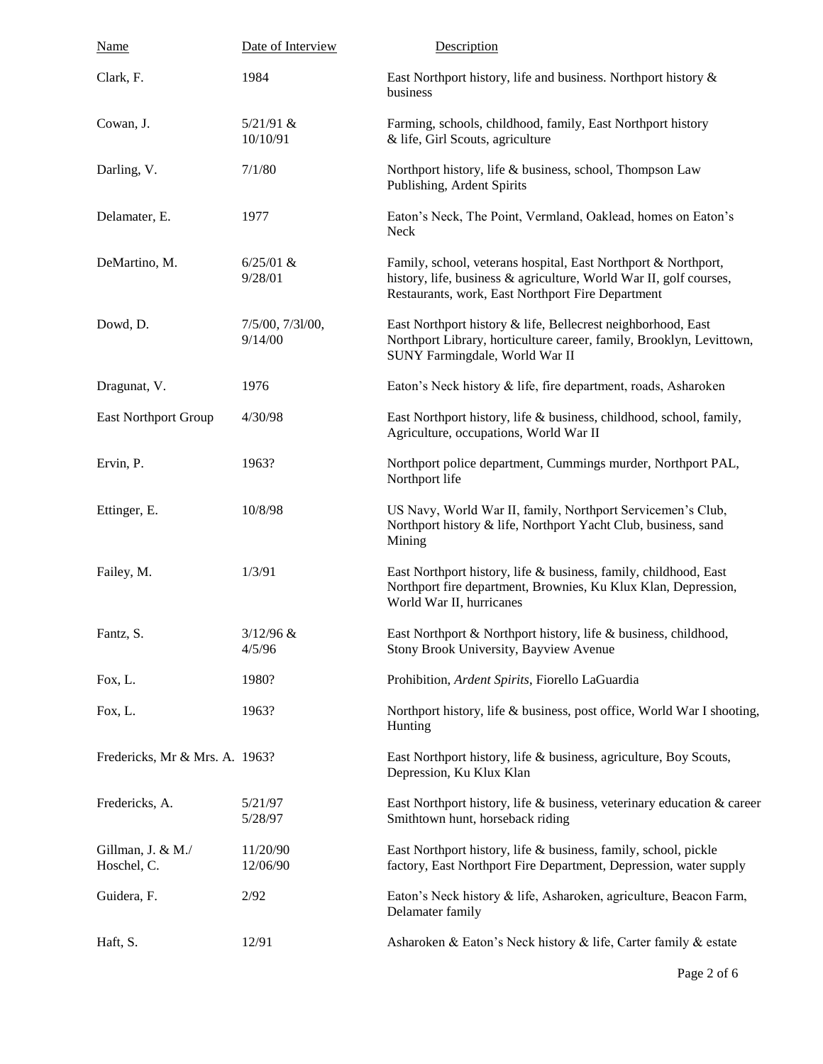| Name | Date of Interview | Description |
| --- | --- | --- |
| Clark, F. | 1984 | East Northport history, life and business. Northport history & business |
| Cowan, J. | 5/21/91 & 10/10/91 | Farming, schools, childhood, family, East Northport history & life, Girl Scouts, agriculture |
| Darling, V. | 7/1/80 | Northport history, life & business, school, Thompson Law Publishing, Ardent Spirits |
| Delamater, E. | 1977 | Eaton's Neck, The Point, Vermland, Oaklead, homes on Eaton's Neck |
| DeMartino, M. | 6/25/01 & 9/28/01 | Family, school, veterans hospital, East Northport & Northport, history, life, business & agriculture, World War II, golf courses, Restaurants, work, East Northport Fire Department |
| Dowd, D. | 7/5/00, 7/3l/00, 9/14/00 | East Northport history & life, Bellecrest neighborhood, East Northport Library, horticulture career, family, Brooklyn, Levittown, SUNY Farmingdale, World War II |
| Dragunat, V. | 1976 | Eaton's Neck history & life, fire department, roads, Asharoken |
| East Northport Group | 4/30/98 | East Northport history, life & business, childhood, school, family, Agriculture, occupations, World War II |
| Ervin, P. | 1963? | Northport police department, Cummings murder, Northport PAL, Northport life |
| Ettinger, E. | 10/8/98 | US Navy, World War II, family, Northport Servicemen's Club, Northport history & life, Northport Yacht Club, business, sand Mining |
| Failey, M. | 1/3/91 | East Northport history, life & business, family, childhood, East Northport fire department, Brownies, Ku Klux Klan, Depression, World War II, hurricanes |
| Fantz, S. | 3/12/96 & 4/5/96 | East Northport & Northport history, life & business, childhood, Stony Brook University, Bayview Avenue |
| Fox, L. | 1980? | Prohibition, *Ardent Spirits*, Fiorello LaGuardia |
| Fox, L. | 1963? | Northport history, life & business, post office, World War I shooting, Hunting |
| Fredericks, Mr & Mrs. A. | 1963? | East Northport history, life & business, agriculture, Boy Scouts, Depression, Ku Klux Klan |
| Fredericks, A. | 5/21/97 5/28/97 | East Northport history, life & business, veterinary education & career Smithtown hunt, horseback riding |
| Gillman, J. & M./ Hoschel, C. | 11/20/90 12/06/90 | East Northport history, life & business, family, school, pickle factory, East Northport Fire Department, Depression, water supply |
| Guidera, F. | 2/92 | Eaton's Neck history & life, Asharoken, agriculture, Beacon Farm, Delamater family |
| Haft, S. | 12/91 | Asharoken & Eaton's Neck history & life, Carter family & estate |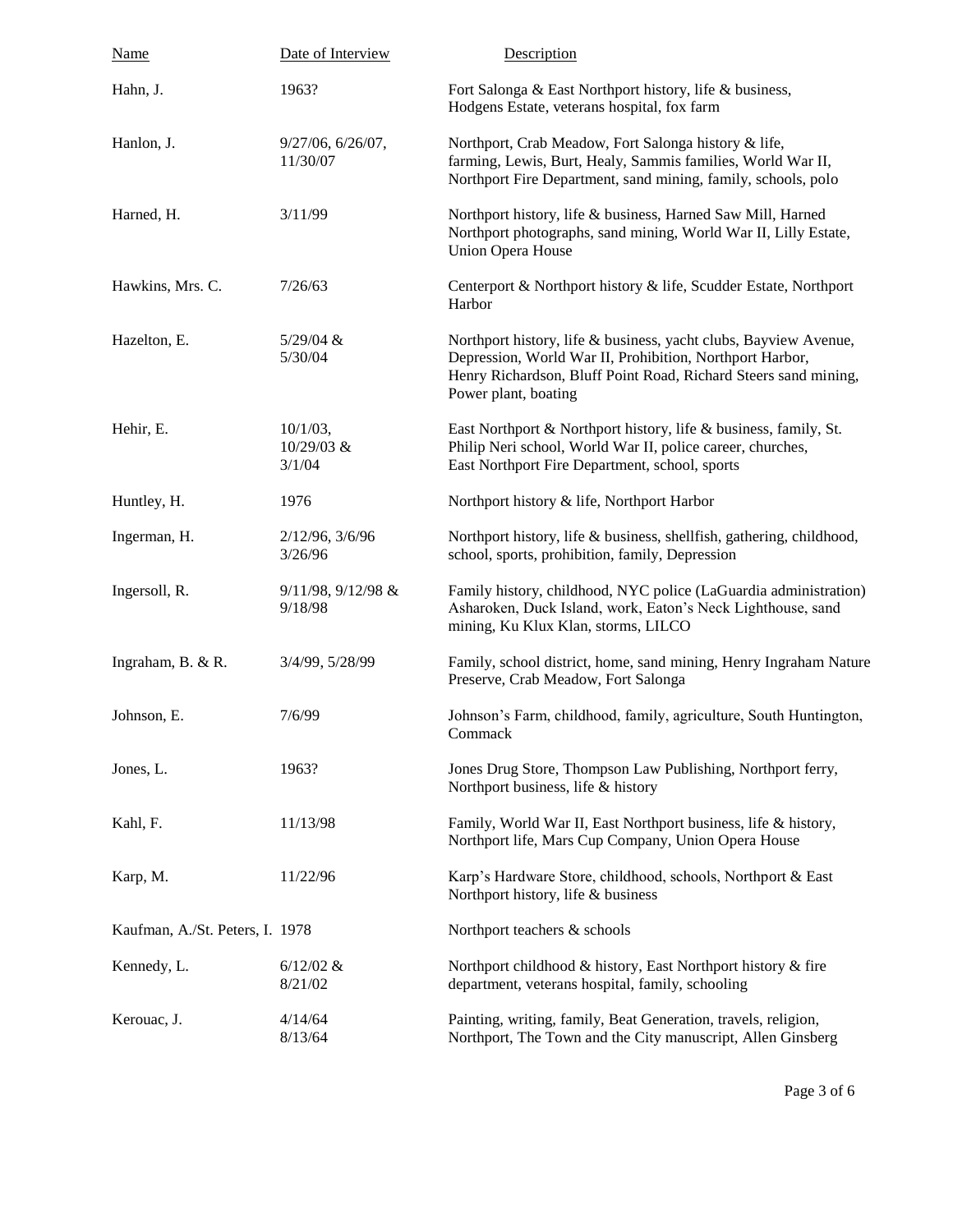| Name | Date of Interview | Description |
| --- | --- | --- |
| Hahn, J. | 1963? | Fort Salonga & East Northport history, life & business, Hodgens Estate, veterans hospital, fox farm |
| Hanlon, J. | 9/27/06, 6/26/07, 11/30/07 | Northport, Crab Meadow, Fort Salonga history & life, farming, Lewis, Burt, Healy, Sammis families, World War II, Northport Fire Department, sand mining, family, schools, polo |
| Harned, H. | 3/11/99 | Northport history, life & business, Harned Saw Mill, Harned Northport photographs, sand mining, World War II, Lilly Estate, Union Opera House |
| Hawkins, Mrs. C. | 7/26/63 | Centerport & Northport history & life, Scudder Estate, Northport Harbor |
| Hazelton, E. | 5/29/04 & 5/30/04 | Northport history, life & business, yacht clubs, Bayview Avenue, Depression, World War II, Prohibition, Northport Harbor, Henry Richardson, Bluff Point Road, Richard Steers sand mining, Power plant, boating |
| Hehir, E. | 10/1/03, 10/29/03 & 3/1/04 | East Northport & Northport history, life & business, family, St. Philip Neri school, World War II, police career, churches, East Northport Fire Department, school, sports |
| Huntley, H. | 1976 | Northport history & life, Northport Harbor |
| Ingerman, H. | 2/12/96, 3/6/96 3/26/96 | Northport history, life & business, shellfish, gathering, childhood, school, sports, prohibition, family, Depression |
| Ingersoll, R. | 9/11/98, 9/12/98 & 9/18/98 | Family history, childhood, NYC police (LaGuardia administration) Asharoken, Duck Island, work, Eaton's Neck Lighthouse, sand mining, Ku Klux Klan, storms, LILCO |
| Ingraham, B. & R. | 3/4/99, 5/28/99 | Family, school district, home, sand mining, Henry Ingraham Nature Preserve, Crab Meadow, Fort Salonga |
| Johnson, E. | 7/6/99 | Johnson's Farm, childhood, family, agriculture, South Huntington, Commack |
| Jones, L. | 1963? | Jones Drug Store, Thompson Law Publishing, Northport ferry, Northport business, life & history |
| Kahl, F. | 11/13/98 | Family, World War II, East Northport business, life & history, Northport life, Mars Cup Company, Union Opera House |
| Karp, M. | 11/22/96 | Karp's Hardware Store, childhood, schools, Northport & East Northport history, life & business |
| Kaufman, A./St. Peters, I. | 1978 | Northport teachers & schools |
| Kennedy, L. | 6/12/02 & 8/21/02 | Northport childhood & history, East Northport history & fire department, veterans hospital, family, schooling |
| Kerouac, J. | 4/14/64 8/13/64 | Painting, writing, family, Beat Generation, travels, religion, Northport, The Town and the City manuscript, Allen Ginsberg |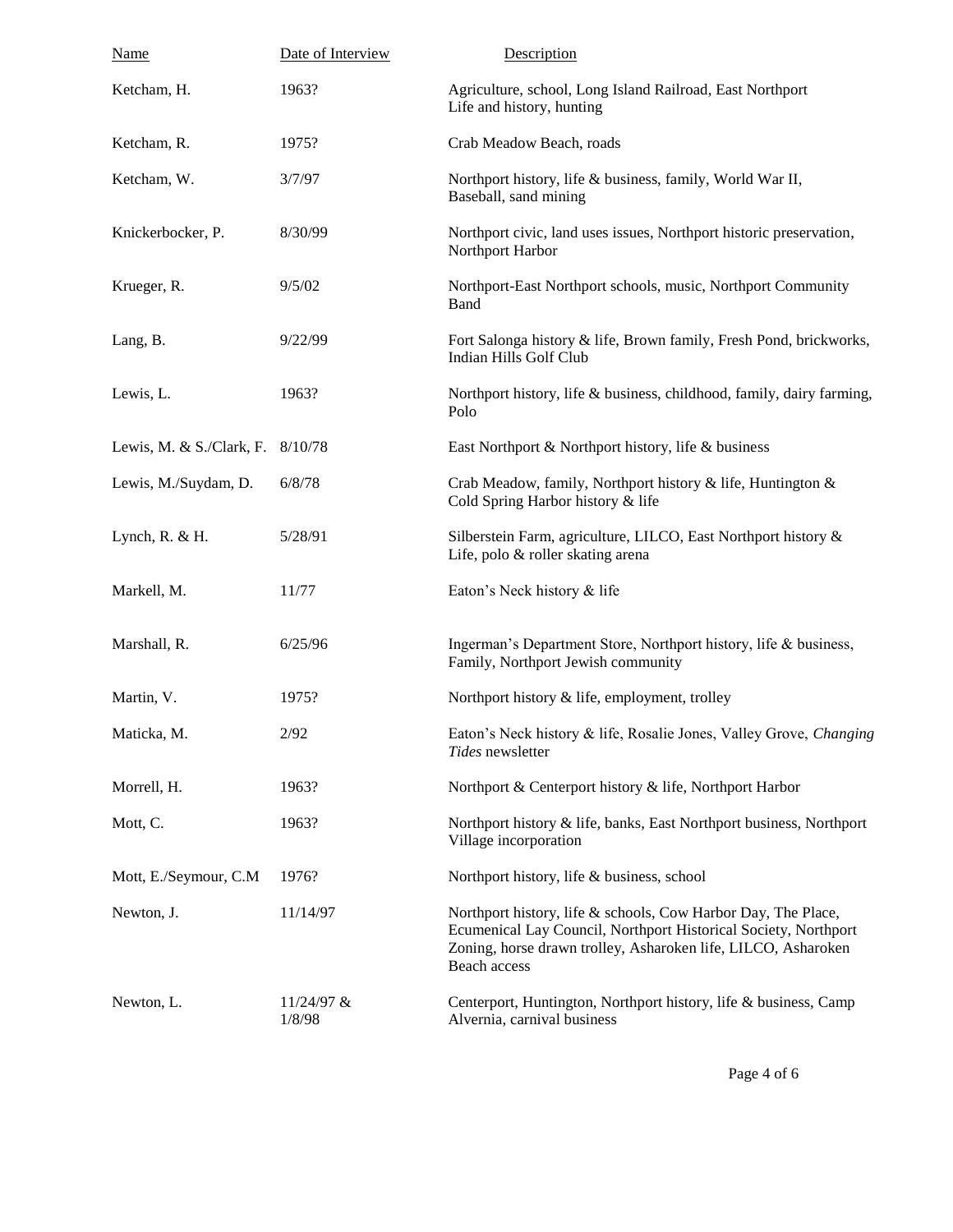| Name | Date of Interview | Description |
|---|---|---|
| Ketcham, H. | 1963? | Agriculture, school, Long Island Railroad, East Northport Life and history, hunting |
| Ketcham, R. | 1975? | Crab Meadow Beach, roads |
| Ketcham, W. | 3/7/97 | Northport history, life & business, family, World War II, Baseball, sand mining |
| Knickerbocker, P. | 8/30/99 | Northport civic, land uses issues, Northport historic preservation, Northport Harbor |
| Krueger, R. | 9/5/02 | Northport-East Northport schools, music, Northport Community Band |
| Lang, B. | 9/22/99 | Fort Salonga history & life, Brown family, Fresh Pond, brickworks, Indian Hills Golf Club |
| Lewis, L. | 1963? | Northport history, life & business, childhood, family, dairy farming, Polo |
| Lewis, M. & S./Clark, F. | 8/10/78 | East Northport & Northport history, life & business |
| Lewis, M./Suydam, D. | 6/8/78 | Crab Meadow, family, Northport history & life, Huntington & Cold Spring Harbor history & life |
| Lynch, R. & H. | 5/28/91 | Silberstein Farm, agriculture, LILCO, East Northport history & Life, polo & roller skating arena |
| Markell, M. | 11/77 | Eaton's Neck history & life |
| Marshall, R. | 6/25/96 | Ingerman's Department Store, Northport history, life & business, Family, Northport Jewish community |
| Martin, V. | 1975? | Northport history & life, employment, trolley |
| Maticka, M. | 2/92 | Eaton's Neck history & life, Rosalie Jones, Valley Grove, *Changing Tides* newsletter |
| Morrell, H. | 1963? | Northport & Centerport history & life, Northport Harbor |
| Mott, C. | 1963? | Northport history & life, banks, East Northport business, Northport Village incorporation |
| Mott, E./Seymour, C.M | 1976? | Northport history, life & business, school |
| Newton, J. | 11/14/97 | Northport history, life & schools, Cow Harbor Day, The Place, Ecumenical Lay Council, Northport Historical Society, Northport Zoning, horse drawn trolley, Asharoken life, LILCO, Asharoken Beach access |
| Newton, L. | 11/24/97 & 1/8/98 | Centerport, Huntington, Northport history, life & business, Camp Alvernia, carnival business |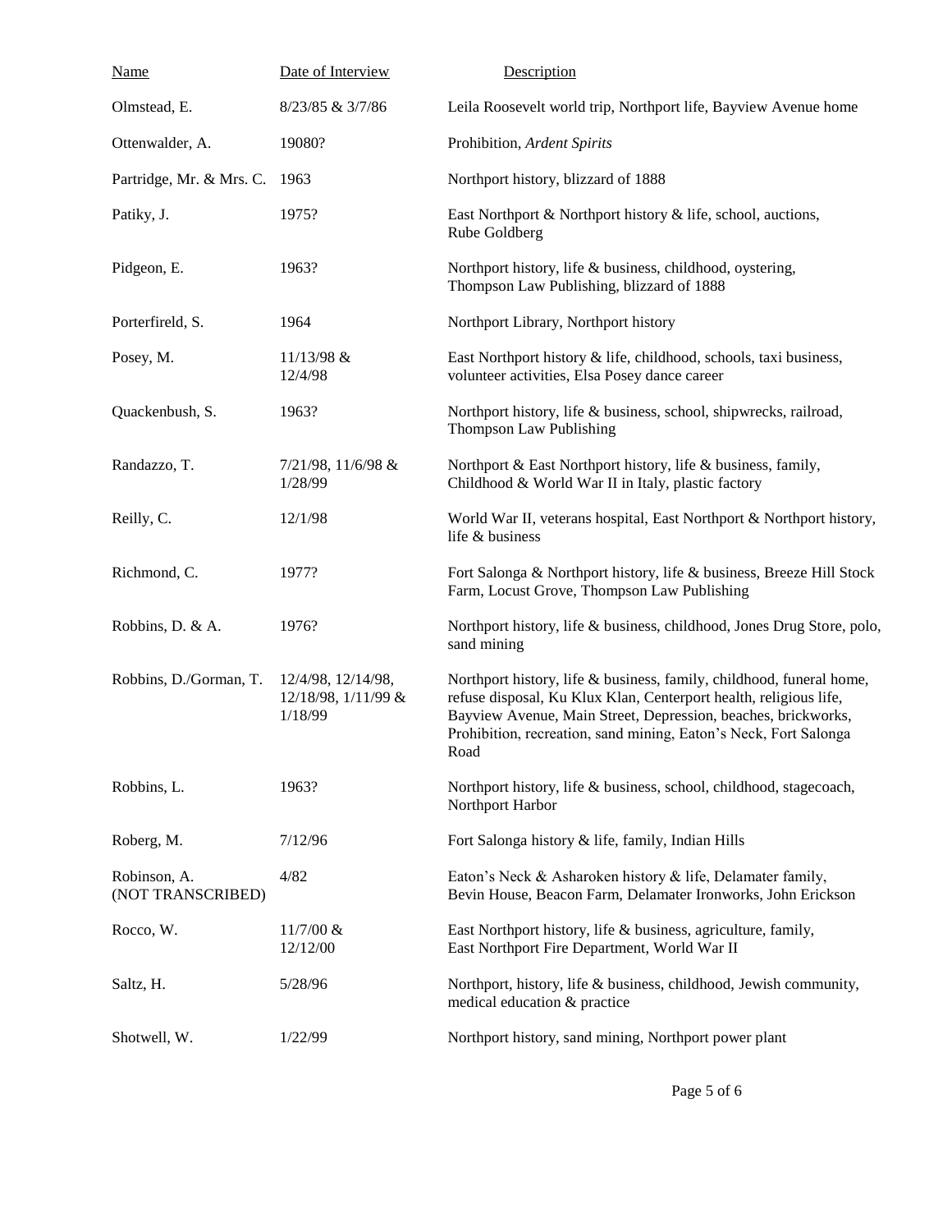| Name | Date of Interview | Description |
|---|---|---|
| Olmstead, E. | 8/23/85 & 3/7/86 | Leila Roosevelt world trip, Northport life, Bayview Avenue home |
| Ottenwalder, A. | 19080? | Prohibition, *Ardent Spirits* |
| Partridge, Mr. & Mrs. C. | 1963 | Northport history, blizzard of 1888 |
| Patiky, J. | 1975? | East Northport & Northport history & life, school, auctions, Rube Goldberg |
| Pidgeon, E. | 1963? | Northport history, life & business, childhood, oystering, Thompson Law Publishing, blizzard of 1888 |
| Porterfireld, S. | 1964 | Northport Library, Northport history |
| Posey, M. | 11/13/98 & 12/4/98 | East Northport history & life, childhood, schools, taxi business, volunteer activities, Elsa Posey dance career |
| Quackenbush, S. | 1963? | Northport history, life & business, school, shipwrecks, railroad, Thompson Law Publishing |
| Randazzo, T. | 7/21/98, 11/6/98 & 1/28/99 | Northport & East Northport history, life & business, family, Childhood & World War II in Italy, plastic factory |
| Reilly, C. | 12/1/98 | World War II, veterans hospital, East Northport & Northport history, life & business |
| Richmond, C. | 1977? | Fort Salonga & Northport history, life & business, Breeze Hill Stock Farm, Locust Grove, Thompson Law Publishing |
| Robbins, D. & A. | 1976? | Northport history, life & business, childhood, Jones Drug Store, polo, sand mining |
| Robbins, D./Gorman, T. | 12/4/98, 12/14/98, 12/18/98, 1/11/99 & 1/18/99 | Northport history, life & business, family, childhood, funeral home, refuse disposal, Ku Klux Klan, Centerport health, religious life, Bayview Avenue, Main Street, Depression, beaches, brickworks, Prohibition, recreation, sand mining, Eaton's Neck, Fort Salonga Road |
| Robbins, L. | 1963? | Northport history, life & business, school, childhood, stagecoach, Northport Harbor |
| Roberg, M. | 7/12/96 | Fort Salonga history & life, family, Indian Hills |
| Robinson, A. (NOT TRANSCRIBED) | 4/82 | Eaton's Neck & Asharoken history & life, Delamater family, Bevin House, Beacon Farm, Delamater Ironworks, John Erickson |
| Rocco, W. | 11/7/00 & 12/12/00 | East Northport history, life & business, agriculture, family, East Northport Fire Department, World War II |
| Saltz, H. | 5/28/96 | Northport, history, life & business, childhood, Jewish community, medical education & practice |
| Shotwell, W. | 1/22/99 | Northport history, sand mining, Northport power plant |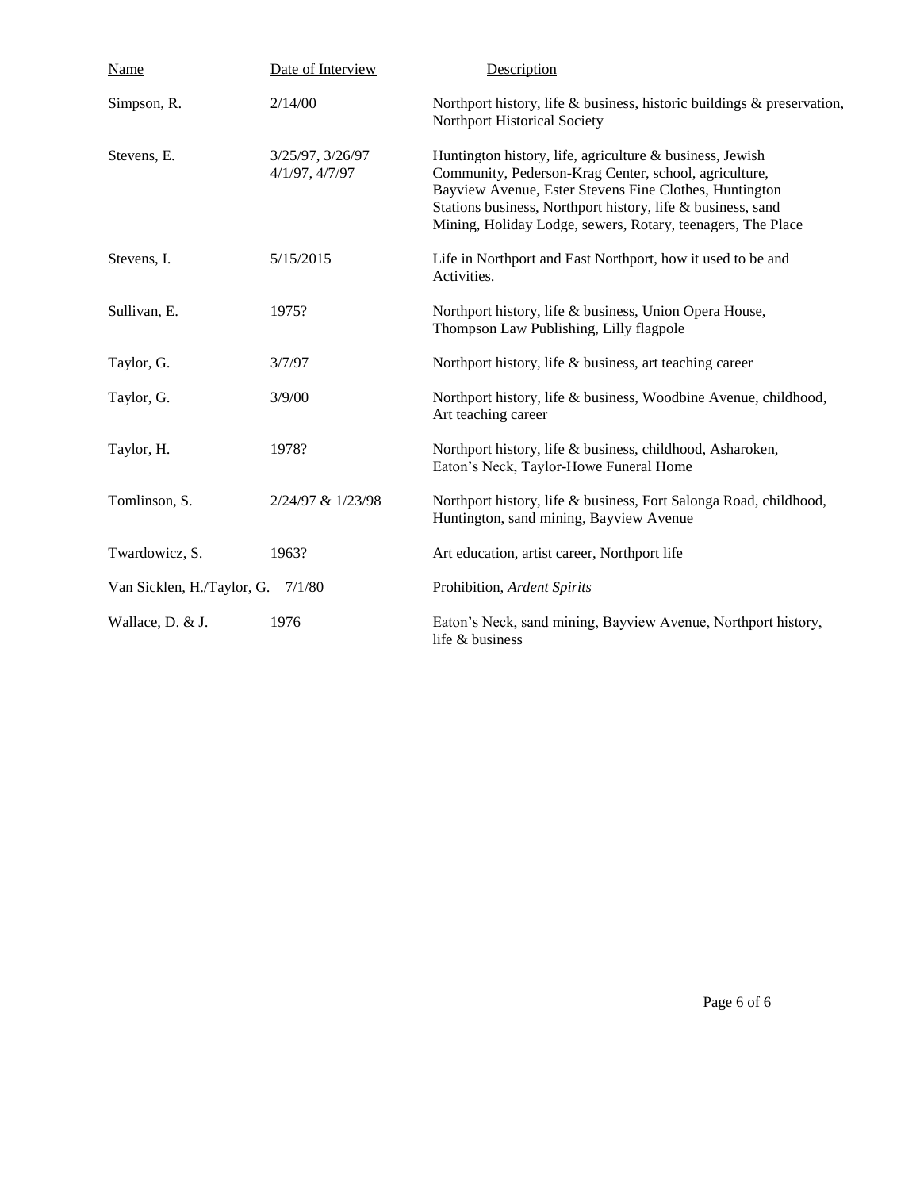| Name | Date of Interview | Description |
|---|---|---|
| Simpson, R. | 2/14/00 | Northport history, life & business, historic buildings & preservation, Northport Historical Society |
| Stevens, E. | 3/25/97, 3/26/97 4/1/97, 4/7/97 | Huntington history, life, agriculture & business, Jewish Community, Pederson-Krag Center, school, agriculture, Bayview Avenue, Ester Stevens Fine Clothes, Huntington Stations business, Northport history, life & business, sand Mining, Holiday Lodge, sewers, Rotary, teenagers, The Place |
| Stevens, I. | 5/15/2015 | Life in Northport and East Northport, how it used to be and Activities. |
| Sullivan, E. | 1975? | Northport history, life & business, Union Opera House, Thompson Law Publishing, Lilly flagpole |
| Taylor, G. | 3/7/97 | Northport history, life & business, art teaching career |
| Taylor, G. | 3/9/00 | Northport history, life & business, Woodbine Avenue, childhood, Art teaching career |
| Taylor, H. | 1978? | Northport history, life & business, childhood, Asharoken, Eaton's Neck, Taylor-Howe Funeral Home |
| Tomlinson, S. | 2/24/97 & 1/23/98 | Northport history, life & business, Fort Salonga Road, childhood, Huntington, sand mining, Bayview Avenue |
| Twardowicz, S. | 1963? | Art education, artist career, Northport life |
| Van Sicklen, H./Taylor, G. | 7/1/80 | Prohibition, *Ardent Spirits* |
| Wallace, D. & J. | 1976 | Eaton's Neck, sand mining, Bayview Avenue, Northport history, life & business |